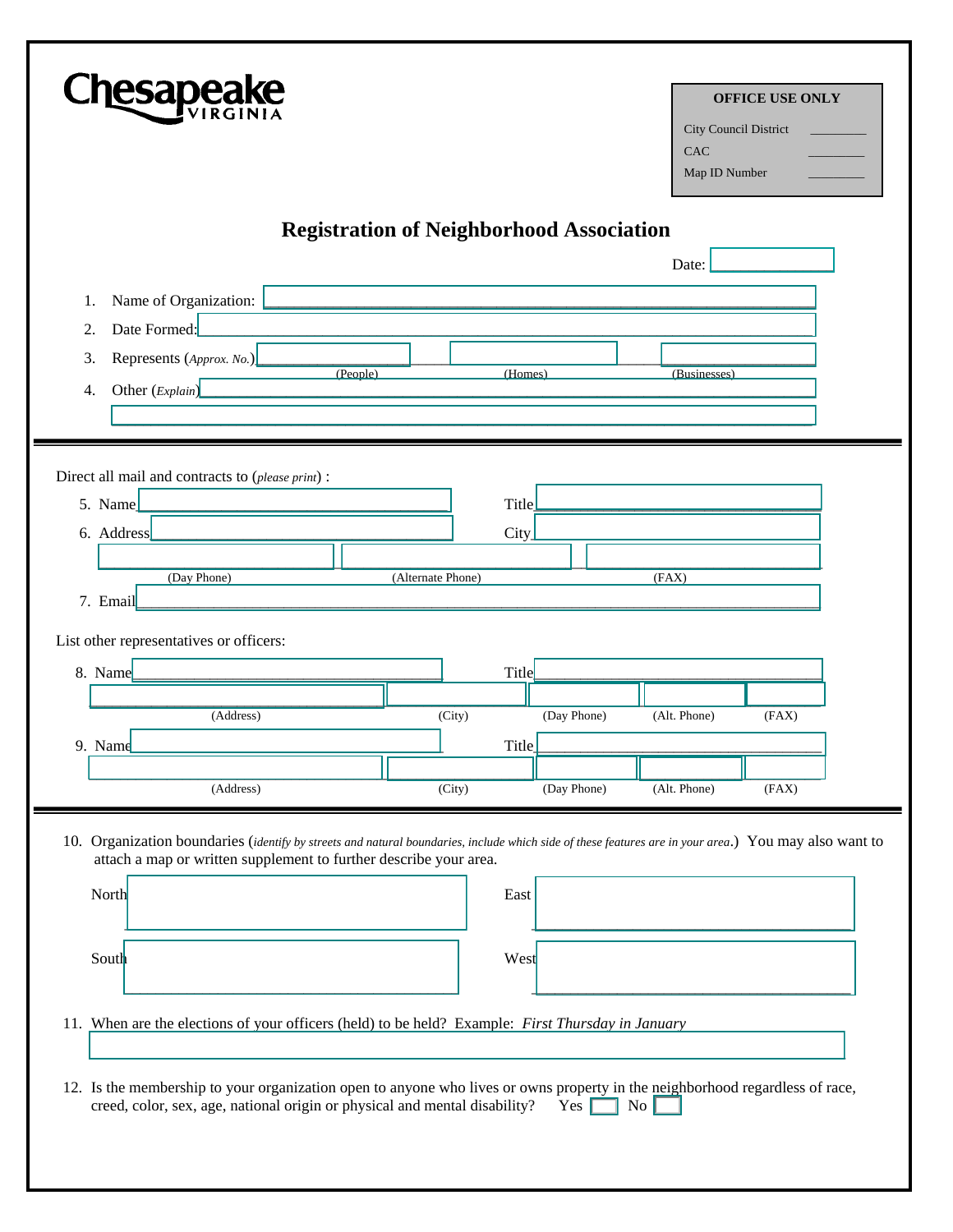Chesapeake VIRGINIA

| OFFICE USE ONLY | |
|---|---|
| City Council District | ________ |
| CAC | ________ |
| Map ID Number | ________ |

# Registration of Neighborhood Association

Date: ____________

1. Name of Organization: ____________________________________________
2. Date Formed: ____________________________________________
3. Represents (*Approx. No.*) ____________ (People) ____________ (Homes) ____________ (Businesses)
4. Other (*Explain*) ____________________________________________

____________________________________________

---

Direct all mail and contracts to (*please print*) :

5. Name ______________________ Title ______________________
6. Address ______________________ City ______________________

____________ (Day Phone) ____________ (Alternate Phone) ____________ (FAX)

7. Email ____________________________________________

List other representatives or officers:

8. Name ______________________ Title ______________________

____________ (Address) ____________ (City) ____________ (Day Phone) ____________ (Alt. Phone) ____________ (FAX)

9. Name ______________________ Title ______________________

____________ (Address) ____________ (City) ____________ (Day Phone) ____________ (Alt. Phone) ____________ (FAX)

---

10. Organization boundaries (*identify by streets and natural boundaries, include which side of these features are in your area*.) You may also want to attach a map or written supplement to further describe your area.

North ____________ East ____________

South ____________ West ____________

11. When are the elections of your officers (held) to be held? Example: *First Thursday in January*

____________________________________________

12. Is the membership to your organization open to anyone who lives or owns property in the neighborhood regardless of race, creed, color, sex, age, national origin or physical and mental disability? Yes ☐ No ☐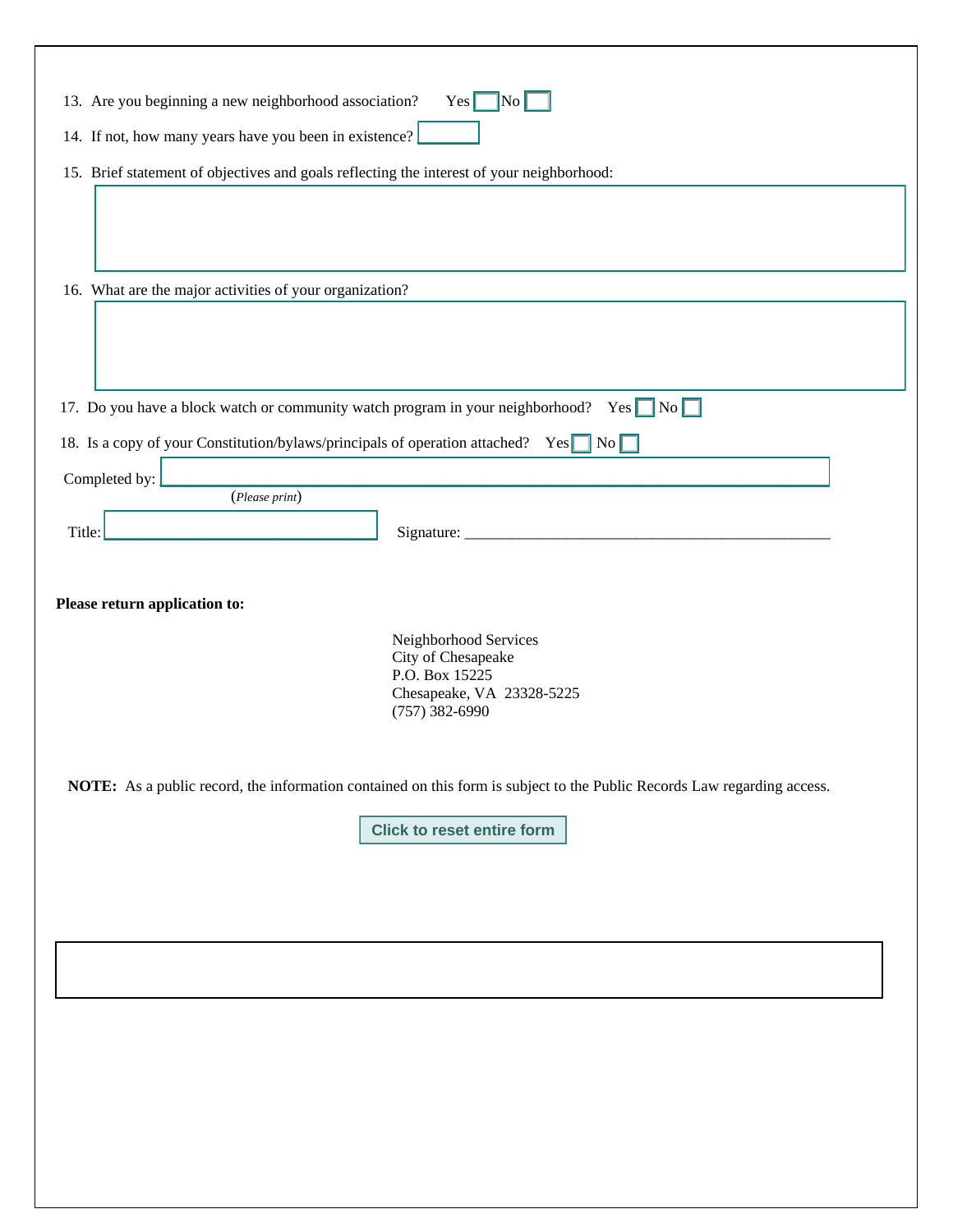13. Are you beginning a new neighborhood association? Yes ☐ No ☐

14. If not, how many years have you been in existence? ______

15. Brief statement of objectives and goals reflecting the interest of your neighborhood:

16. What are the major activities of your organization?

17. Do you have a block watch or community watch program in your neighborhood? Yes ☐ No ☐

18. Is a copy of your Constitution/bylaws/principals of operation attached? Yes ☐ No ☐

Completed by: ________________________________________________
(*Please print*)

Title: ______________________ Signature: ______________________________

**Please return application to:**

Neighborhood Services
City of Chesapeake
P.O. Box 15225
Chesapeake, VA 23328-5225
(757) 382-6990

**NOTE:** As a public record, the information contained on this form is subject to the Public Records Law regarding access.

Click to reset entire form